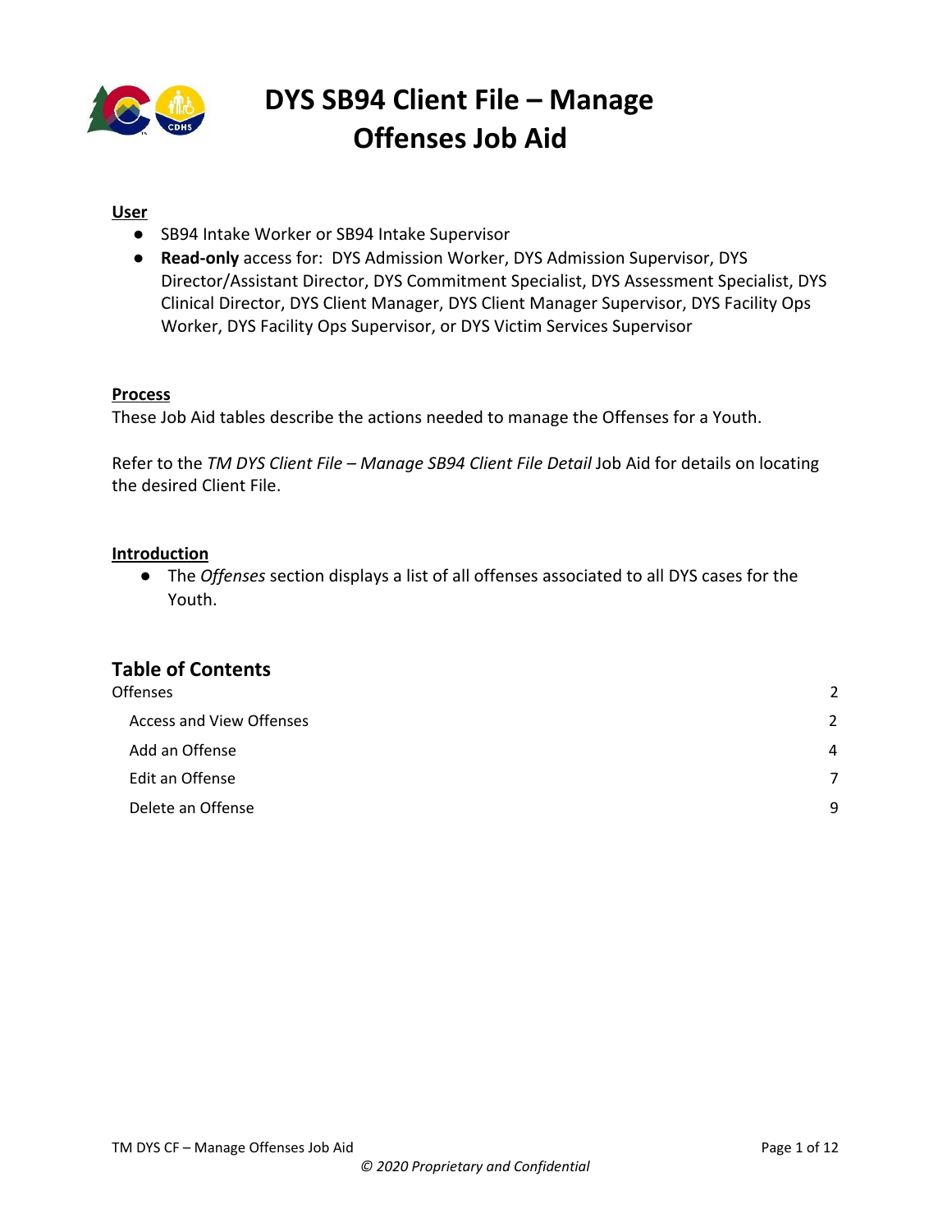# DYS SB94 Client File – Manage Offenses Job Aid

**User**

- SB94 Intake Worker or SB94 Intake Supervisor
- **Read-only** access for: DYS Admission Worker, DYS Admission Supervisor, DYS Director/Assistant Director, DYS Commitment Specialist, DYS Assessment Specialist, DYS Clinical Director, DYS Client Manager, DYS Client Manager Supervisor, DYS Facility Ops Worker, DYS Facility Ops Supervisor, or DYS Victim Services Supervisor

**Process**

These Job Aid tables describe the actions needed to manage the Offenses for a Youth.

Refer to the *TM DYS Client File – Manage SB94 Client File Detail* Job Aid for details on locating the desired Client File.

**Introduction**

- The *Offenses* section displays a list of all offenses associated to all DYS cases for the Youth.

## Table of Contents

Offenses 2

- Access and View Offenses 2
- Add an Offense 4
- Edit an Offense 7
- Delete an Offense 9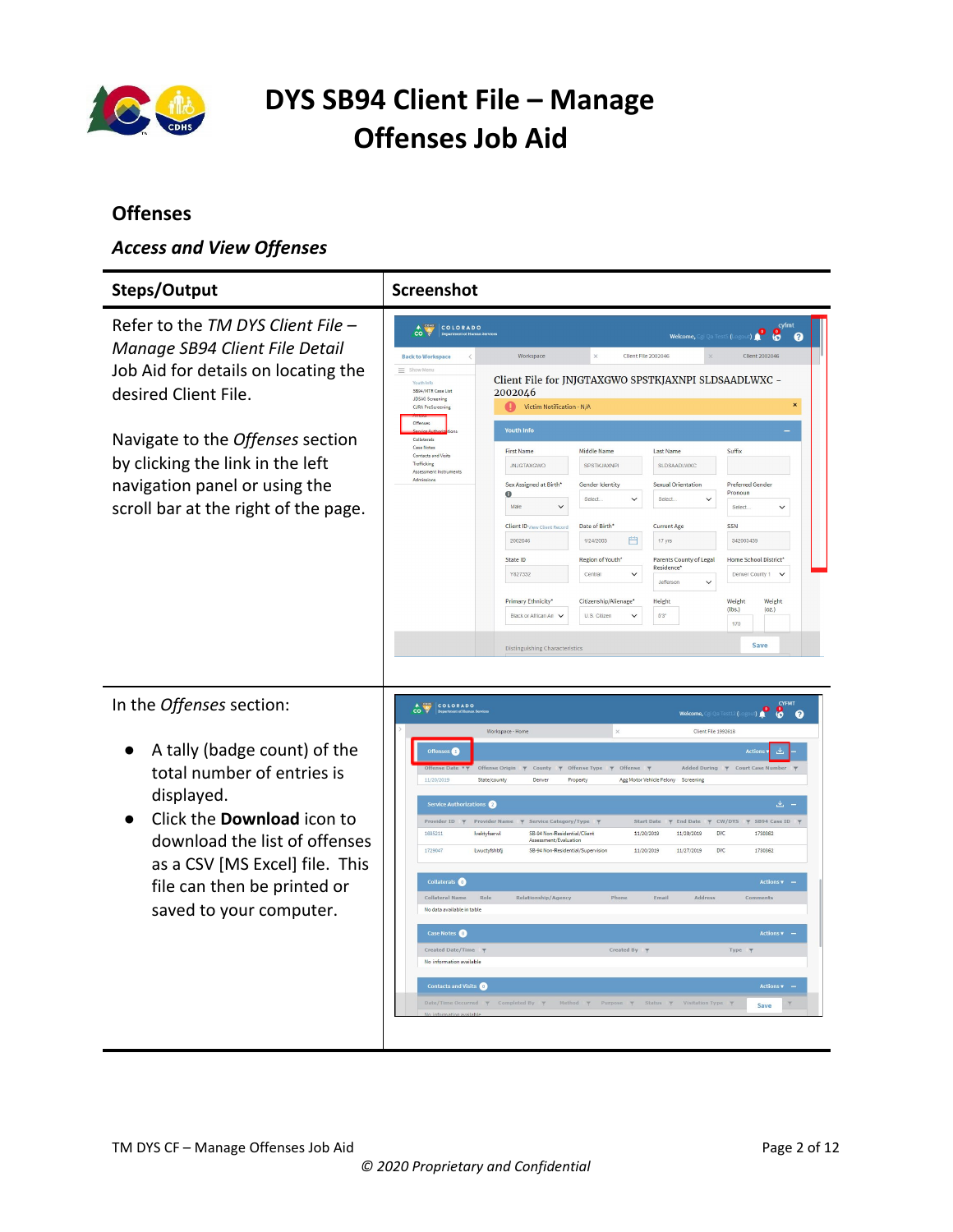# DYS SB94 Client File – Manage Offenses Job Aid

## Offenses

### *Access and View Offenses*

| Steps/Output | Screenshot |
|---|---|
| Refer to the *TM DYS Client File – Manage SB94 Client File Detail* Job Aid for details on locating the desired Client File.<br><br>Navigate to the *Offenses* section by clicking the link in the left navigation panel or using the scroll bar at the right of the page. | |
| In the *Offenses* section:<br><br>● A tally (badge count) of the total number of entries is displayed.<br>● Click the **Download** icon to download the list of offenses as a CSV [MS Excel] file. This file can then be printed or saved to your computer. | |

TM DYS CF – Manage Offenses Job Aid

*© 2020 Proprietary and Confidential*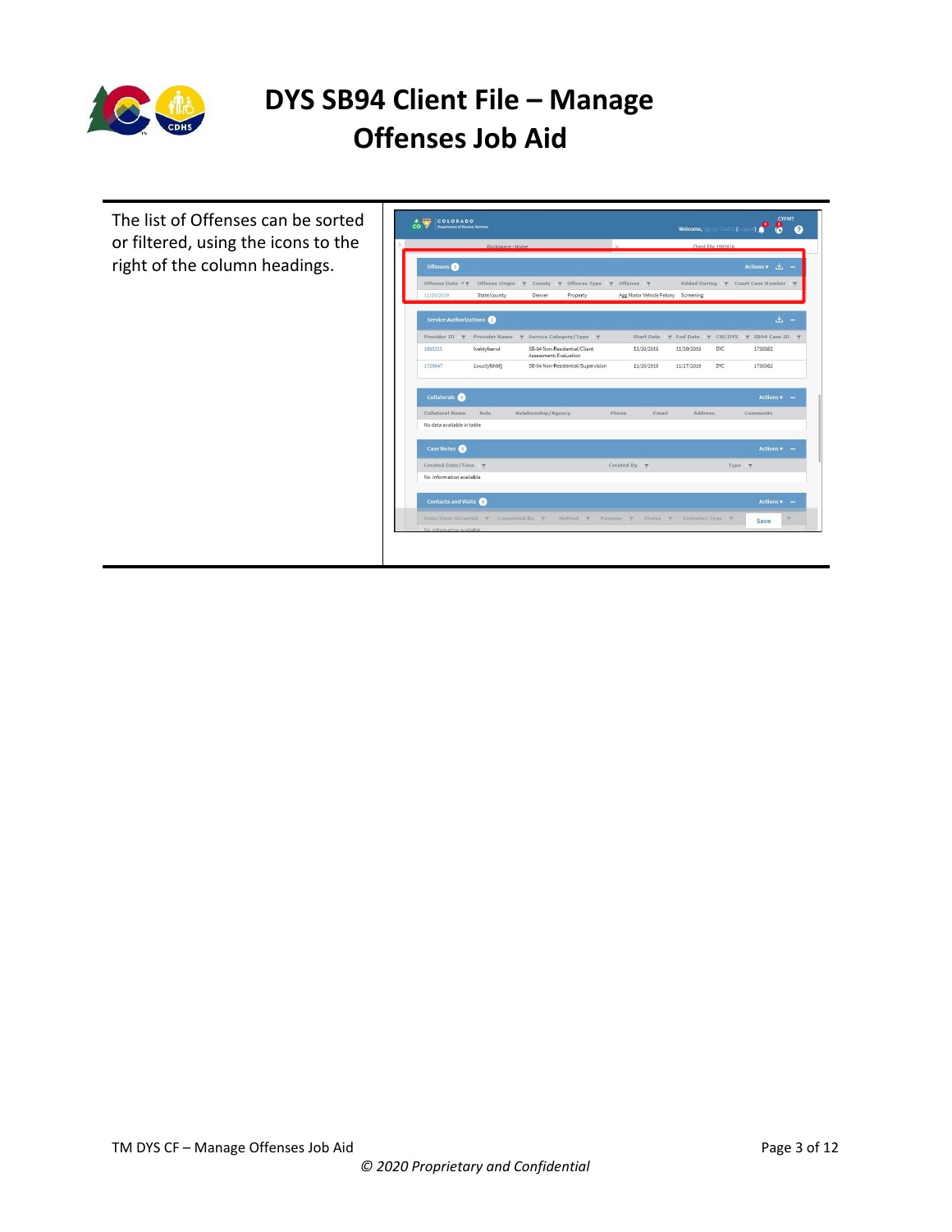# DYS SB94 Client File – Manage Offenses Job Aid

The list of Offenses can be sorted or filtered, using the icons to the right of the column headings.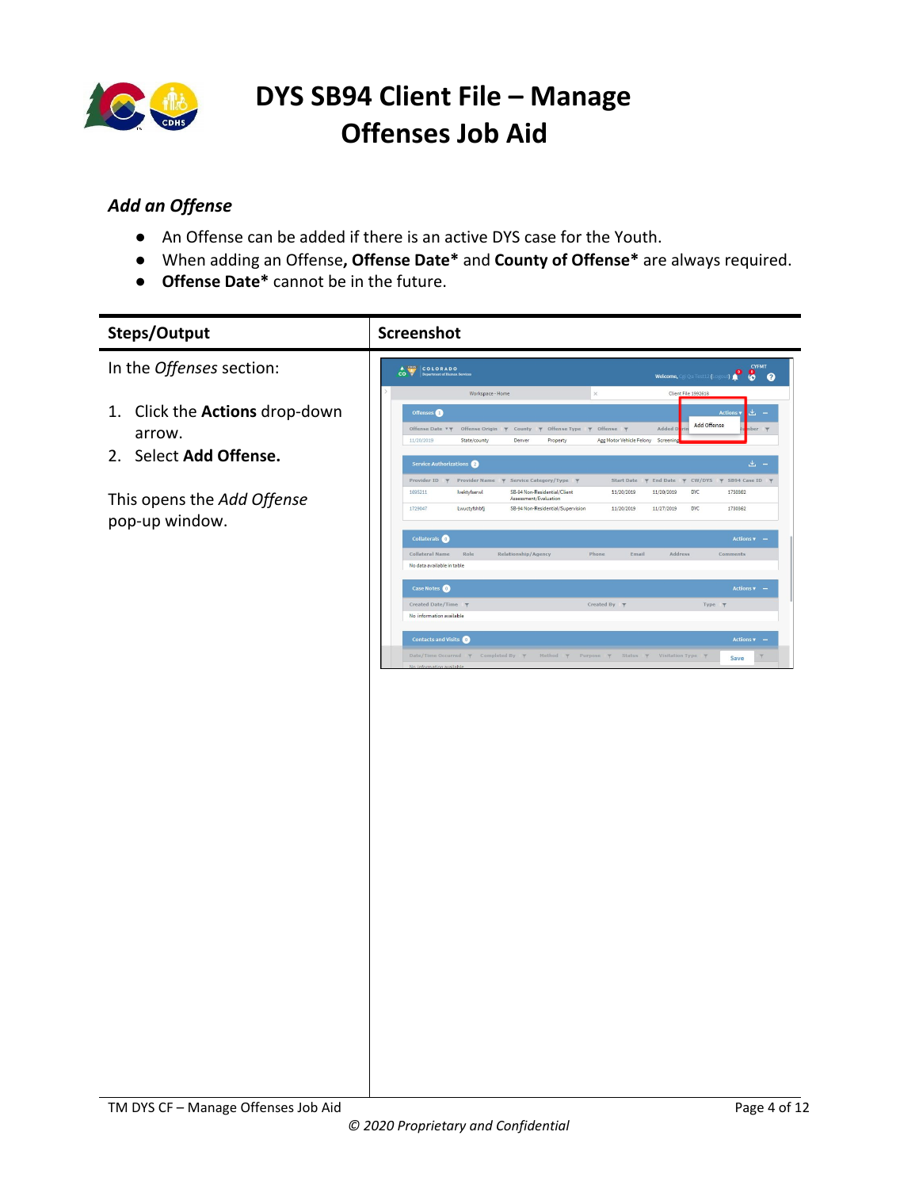# DYS SB94 Client File – Manage Offenses Job Aid

### *Add an Offense*

- An Offense can be added if there is an active DYS case for the Youth.
- When adding an Offense**, Offense Date*** and **County of Offense*** are always required.
- **Offense Date*** cannot be in the future.

| Steps/Output | Screenshot |
| --- | --- |
| In the *Offenses* section:<br><br>1. Click the **Actions** drop-down arrow.<br>2. Select **Add Offense.**<br><br>This opens the *Add Offense* pop-up window. | |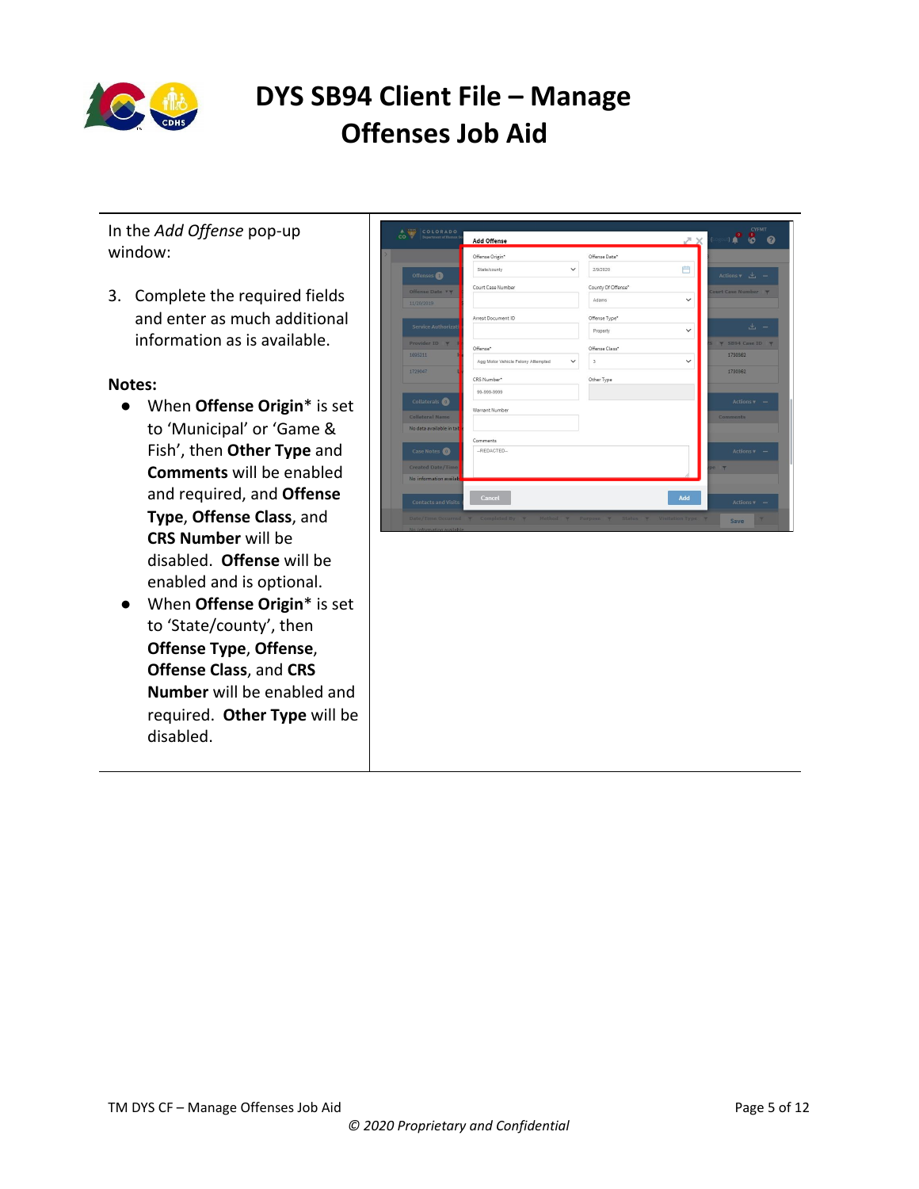# DYS SB94 Client File – Manage Offenses Job Aid

In the *Add Offense* pop-up window:

3. Complete the required fields and enter as much additional information as is available.

**Notes:**

- When **Offense Origin*** is set to 'Municipal' or 'Game & Fish', then **Other Type** and **Comments** will be enabled and required, and **Offense Type**, **Offense Class**, and **CRS Number** will be disabled. **Offense** will be enabled and is optional.
- When **Offense Origin*** is set to 'State/county', then **Offense Type**, **Offense**, **Offense Class**, and **CRS Number** will be enabled and required. **Other Type** will be disabled.

*© 2020 Proprietary and Confidential*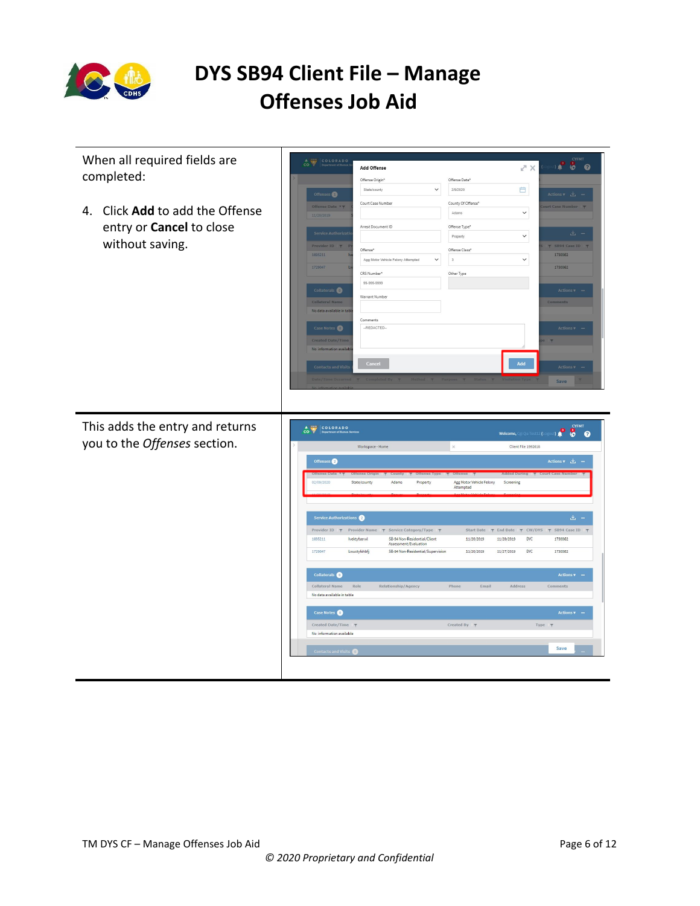# DYS SB94 Client File – Manage Offenses Job Aid

When all required fields are completed:

4. Click **Add** to add the Offense entry or **Cancel** to close without saving.

This adds the entry and returns you to the *Offenses* section.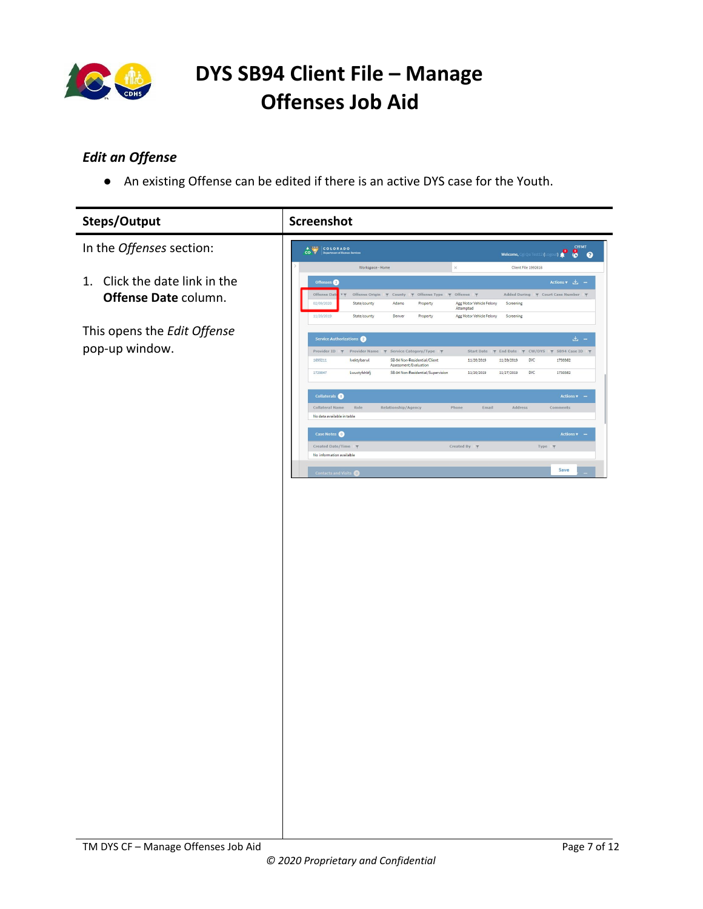### *Edit an Offense*

- An existing Offense can be edited if there is an active DYS case for the Youth.

| Steps/Output | Screenshot |
| --- | --- |
| In the *Offenses* section:<br><br>1. Click the date link in the **Offense Date** column.<br><br>This opens the *Edit Offense* pop-up window. | |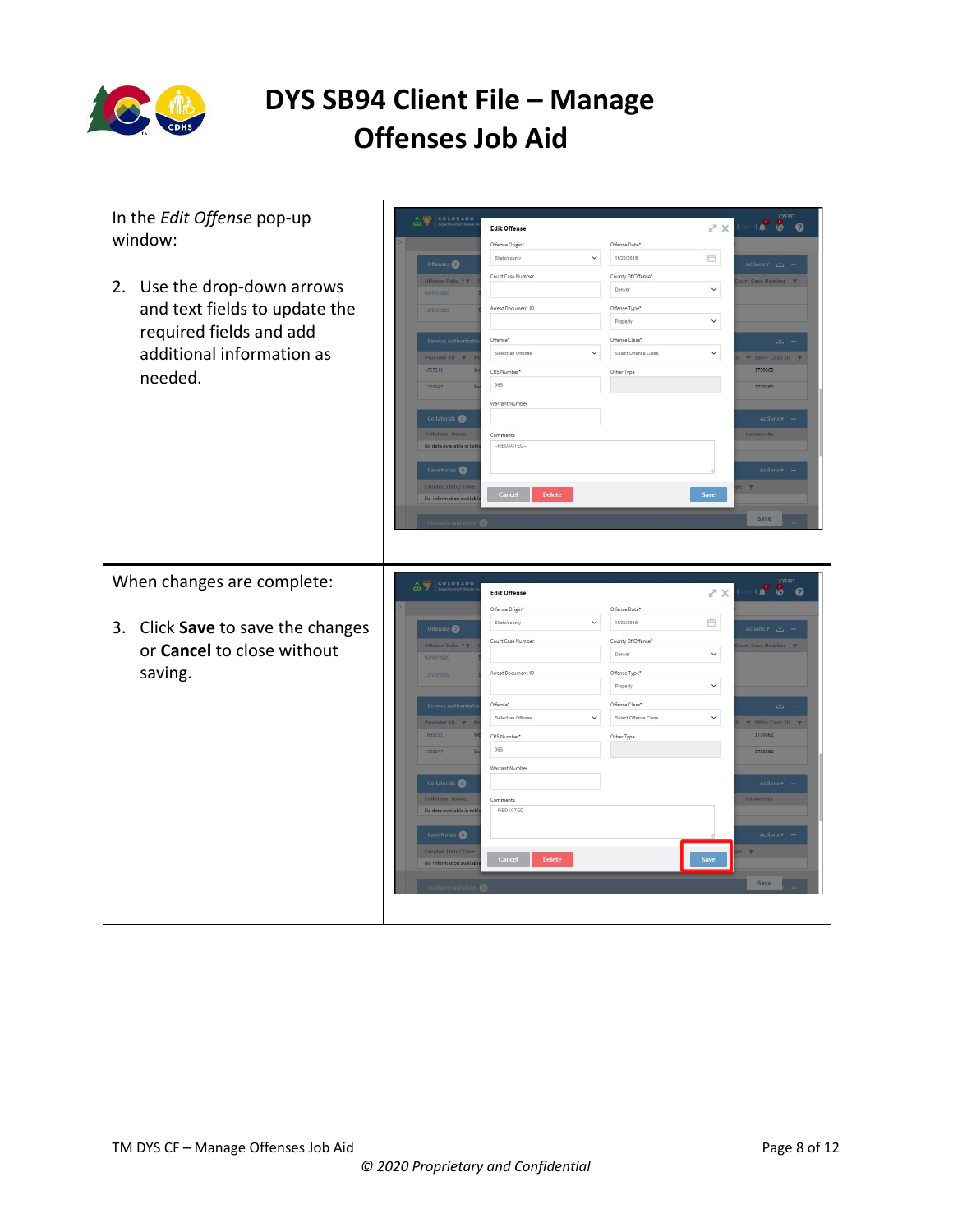# DYS SB94 Client File – Manage Offenses Job Aid

In the *Edit Offense* pop-up window:

2. Use the drop-down arrows and text fields to update the required fields and add additional information as needed.

When changes are complete:

3. Click **Save** to save the changes or **Cancel** to close without saving.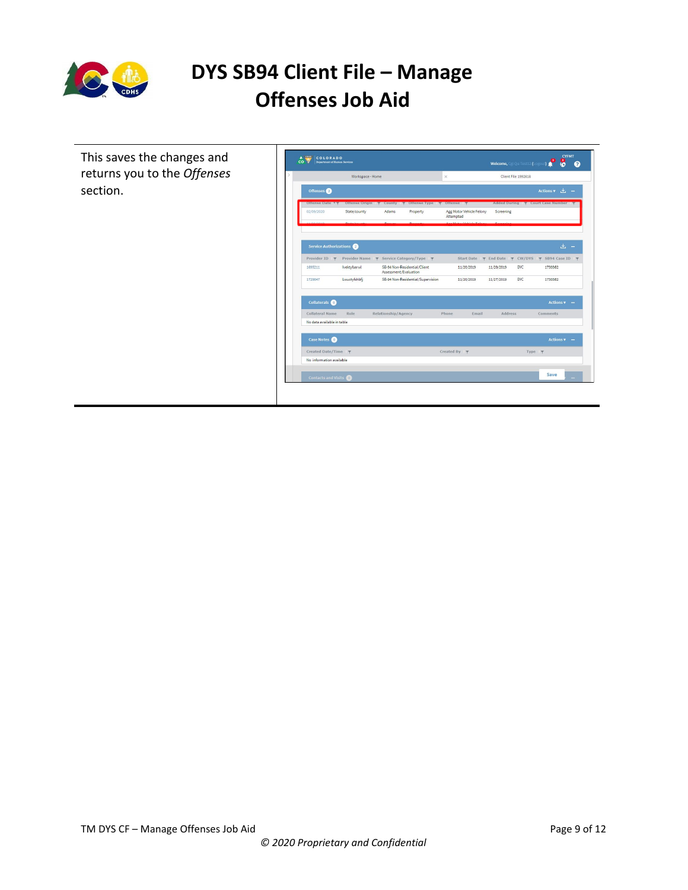This saves the changes and returns you to the *Offenses* section.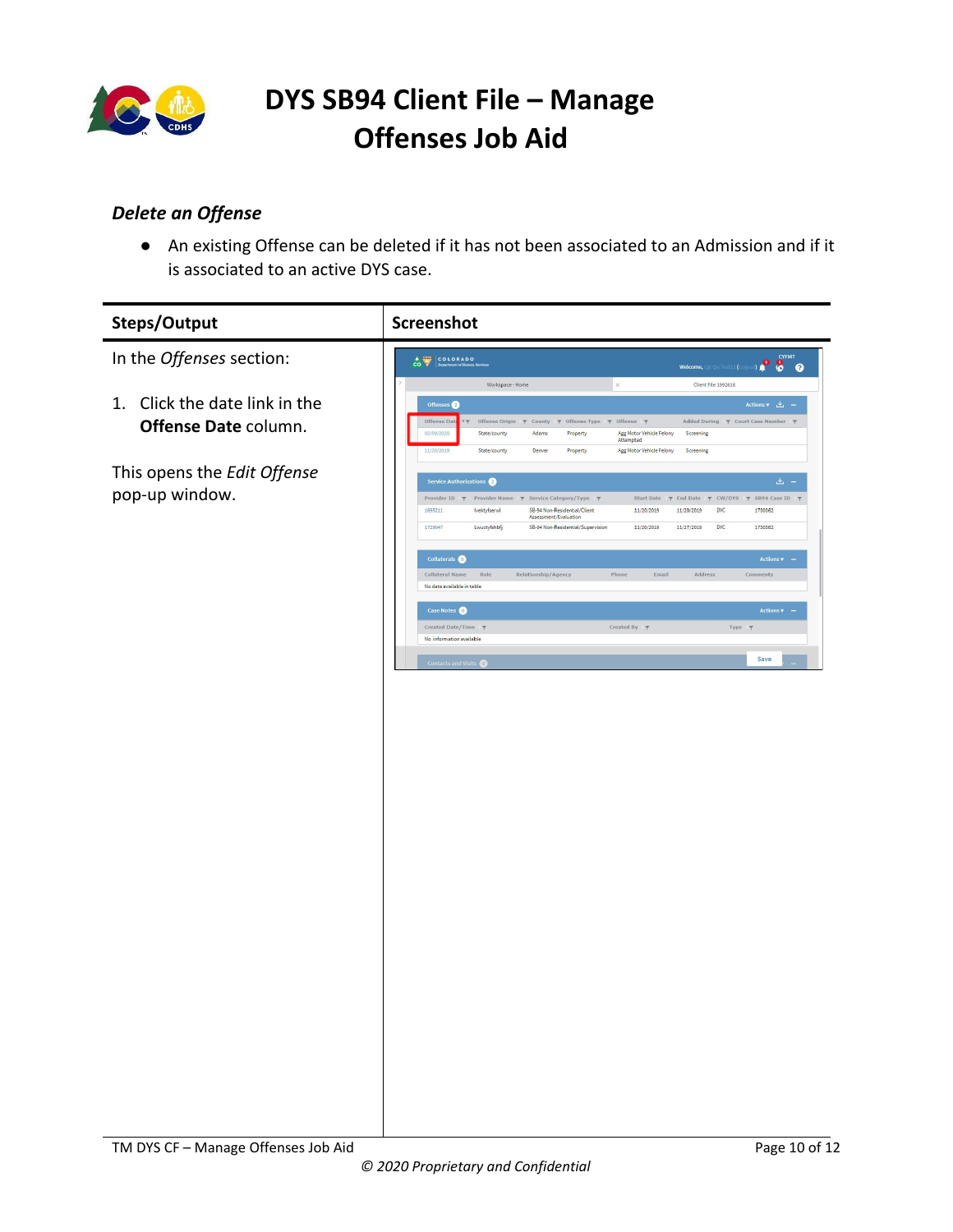# DYS SB94 Client File – Manage Offenses Job Aid

### *Delete an Offense*

- An existing Offense can be deleted if it has not been associated to an Admission and if it is associated to an active DYS case.

| Steps/Output | Screenshot |
| --- | --- |
| In the *Offenses* section:<br><br>1. Click the date link in the **Offense Date** column.<br><br>This opens the *Edit Offense* pop-up window. | |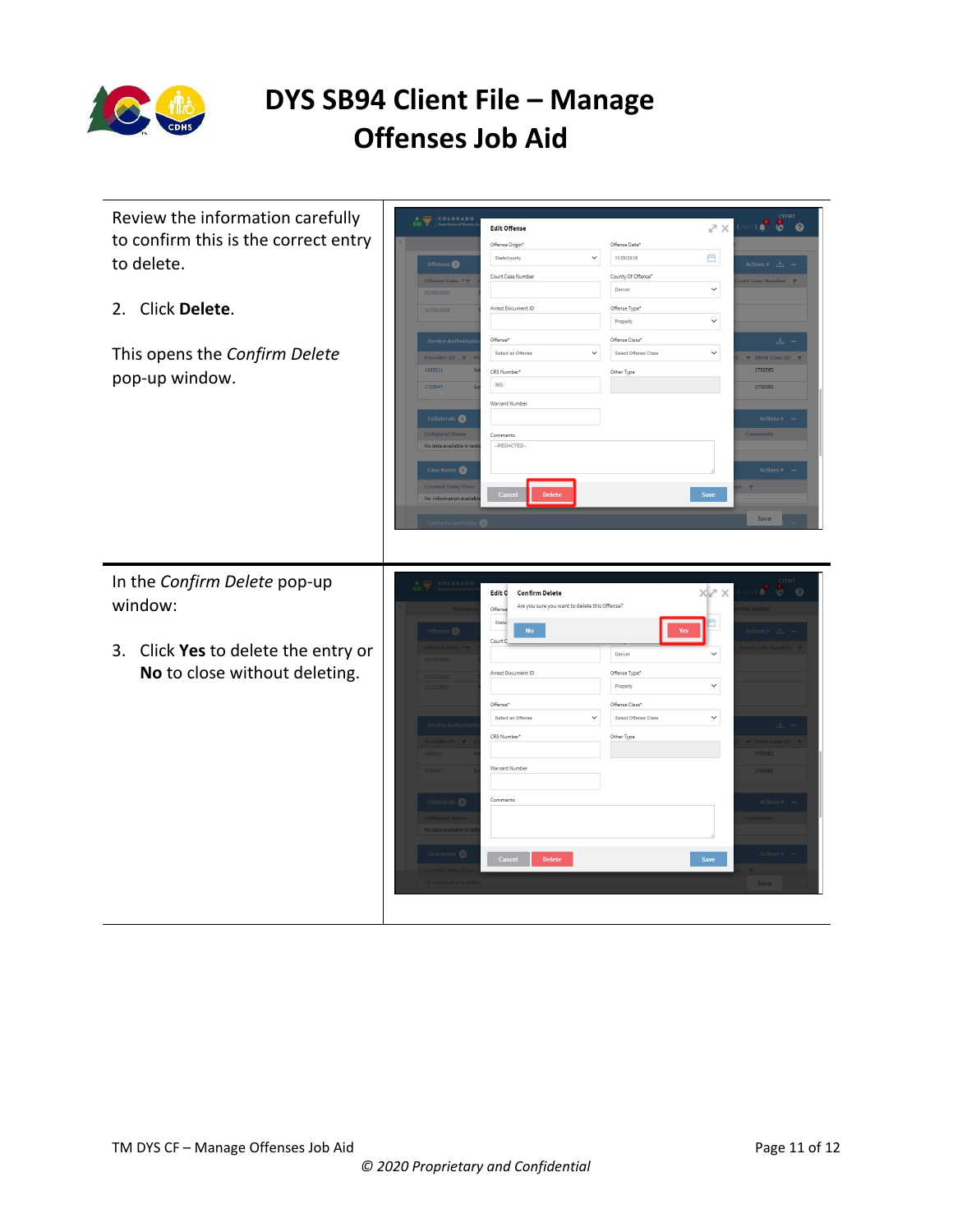# DYS SB94 Client File – Manage Offenses Job Aid

Review the information carefully to confirm this is the correct entry to delete.

2. Click **Delete**.

This opens the *Confirm Delete* pop-up window.

In the *Confirm Delete* pop-up window:

3. Click **Yes** to delete the entry or **No** to close without deleting.

TM DYS CF – Manage Offenses Job Aid

*© 2020 Proprietary and Confidential*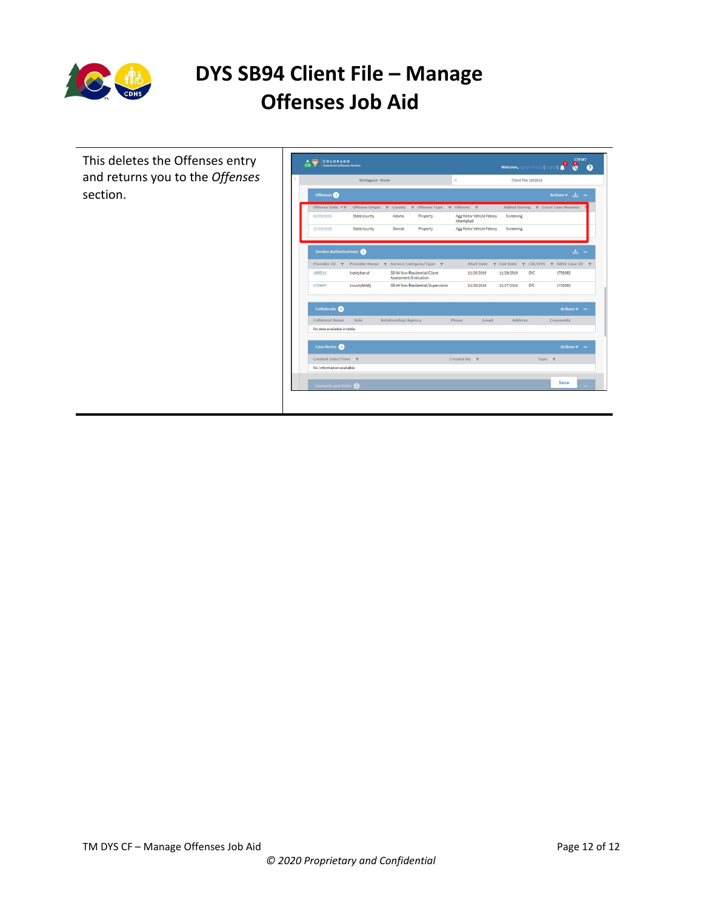# DYS SB94 Client File – Manage Offenses Job Aid

| | |
|---|---|
| This deletes the Offenses entry and returns you to the *Offenses* section. | |